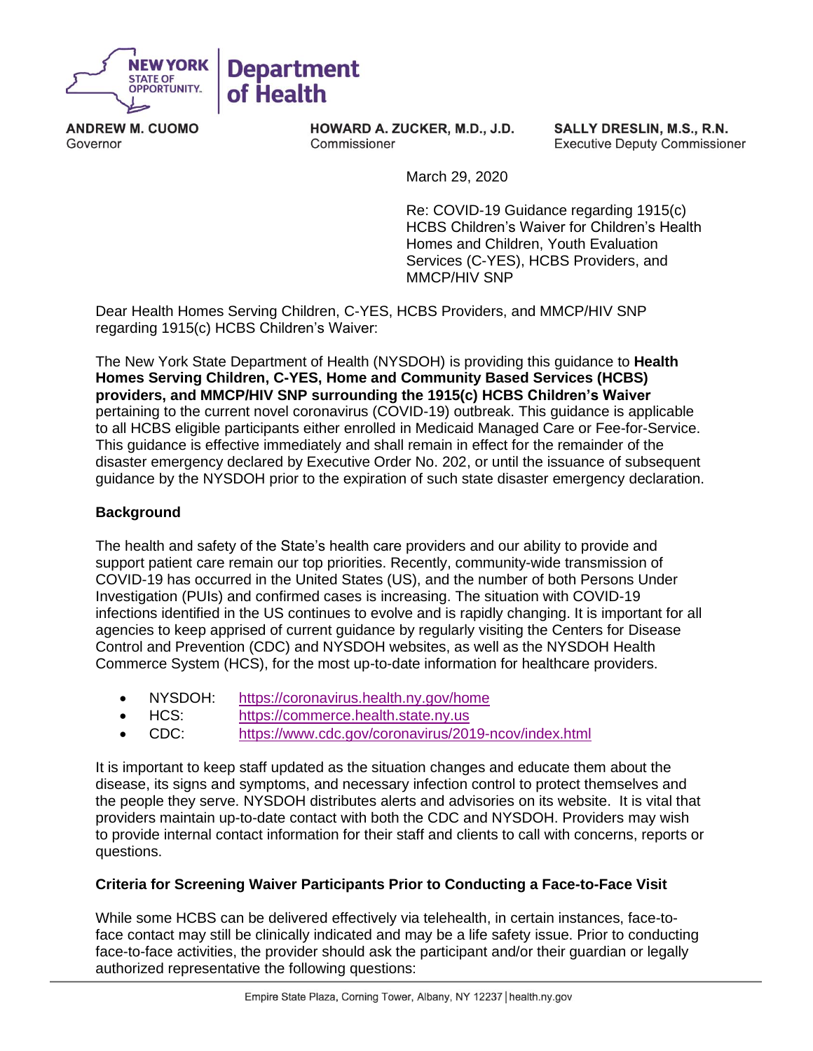NEW YORK STATE OF OPPORTUNITY. | Department of Health

**ANDREW M. CUOMO**
Governor

**HOWARD A. ZUCKER, M.D., J.D.**
Commissioner

**SALLY DRESLIN, M.S., R.N.**
Executive Deputy Commissioner

March 29, 2020

Re: COVID-19 Guidance regarding 1915(c) HCBS Children's Waiver for Children's Health Homes and Children, Youth Evaluation Services (C-YES), HCBS Providers, and MMCP/HIV SNP

Dear Health Homes Serving Children, C-YES, HCBS Providers, and MMCP/HIV SNP regarding 1915(c) HCBS Children's Waiver:

The New York State Department of Health (NYSDOH) is providing this guidance to **Health Homes Serving Children, C-YES, Home and Community Based Services (HCBS) providers, and MMCP/HIV SNP surrounding the 1915(c) HCBS Children's Waiver** pertaining to the current novel coronavirus (COVID-19) outbreak. This guidance is applicable to all HCBS eligible participants either enrolled in Medicaid Managed Care or Fee-for-Service. This guidance is effective immediately and shall remain in effect for the remainder of the disaster emergency declared by Executive Order No. 202, or until the issuance of subsequent guidance by the NYSDOH prior to the expiration of such state disaster emergency declaration.

**Background**

The health and safety of the State's health care providers and our ability to provide and support patient care remain our top priorities. Recently, community-wide transmission of COVID-19 has occurred in the United States (US), and the number of both Persons Under Investigation (PUIs) and confirmed cases is increasing. The situation with COVID-19 infections identified in the US continues to evolve and is rapidly changing. It is important for all agencies to keep apprised of current guidance by regularly visiting the Centers for Disease Control and Prevention (CDC) and NYSDOH websites, as well as the NYSDOH Health Commerce System (HCS), for the most up-to-date information for healthcare providers.

- NYSDOH: https://coronavirus.health.ny.gov/home
- HCS: https://commerce.health.state.ny.us
- CDC: https://www.cdc.gov/coronavirus/2019-ncov/index.html

It is important to keep staff updated as the situation changes and educate them about the disease, its signs and symptoms, and necessary infection control to protect themselves and the people they serve. NYSDOH distributes alerts and advisories on its website. It is vital that providers maintain up-to-date contact with both the CDC and NYSDOH. Providers may wish to provide internal contact information for their staff and clients to call with concerns, reports or questions.

**Criteria for Screening Waiver Participants Prior to Conducting a Face-to-Face Visit**

While some HCBS can be delivered effectively via telehealth, in certain instances, face-to-face contact may still be clinically indicated and may be a life safety issue. Prior to conducting face-to-face activities, the provider should ask the participant and/or their guardian or legally authorized representative the following questions: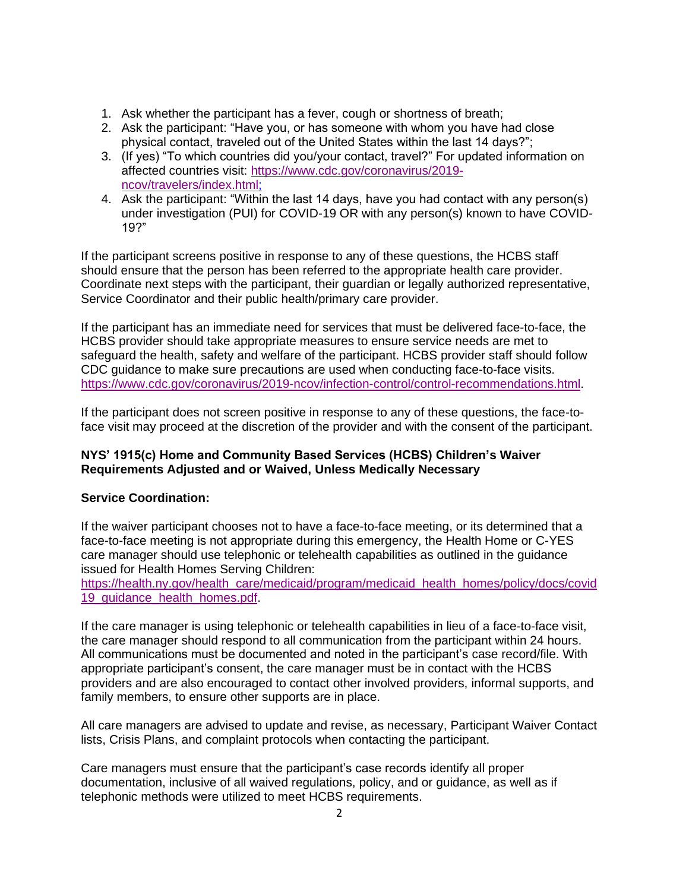1. Ask whether the participant has a fever, cough or shortness of breath;
2. Ask the participant: "Have you, or has someone with whom you have had close physical contact, traveled out of the United States within the last 14 days?";
3. (If yes) "To which countries did you/your contact, travel?" For updated information on affected countries visit: https://www.cdc.gov/coronavirus/2019-ncov/travelers/index.html;
4. Ask the participant: "Within the last 14 days, have you had contact with any person(s) under investigation (PUI) for COVID-19 OR with any person(s) known to have COVID-19?"

If the participant screens positive in response to any of these questions, the HCBS staff should ensure that the person has been referred to the appropriate health care provider. Coordinate next steps with the participant, their guardian or legally authorized representative, Service Coordinator and their public health/primary care provider.

If the participant has an immediate need for services that must be delivered face-to-face, the HCBS provider should take appropriate measures to ensure service needs are met to safeguard the health, safety and welfare of the participant. HCBS provider staff should follow CDC guidance to make sure precautions are used when conducting face-to-face visits. https://www.cdc.gov/coronavirus/2019-ncov/infection-control/control-recommendations.html.

If the participant does not screen positive in response to any of these questions, the face-to-face visit may proceed at the discretion of the provider and with the consent of the participant.

**NYS' 1915(c) Home and Community Based Services (HCBS) Children's Waiver Requirements Adjusted and or Waived, Unless Medically Necessary**

**Service Coordination:**

If the waiver participant chooses not to have a face-to-face meeting, or its determined that a face-to-face meeting is not appropriate during this emergency, the Health Home or C-YES care manager should use telephonic or telehealth capabilities as outlined in the guidance issued for Health Homes Serving Children:
https://health.ny.gov/health_care/medicaid/program/medicaid_health_homes/policy/docs/covid19_guidance_health_homes.pdf.

If the care manager is using telephonic or telehealth capabilities in lieu of a face-to-face visit, the care manager should respond to all communication from the participant within 24 hours. All communications must be documented and noted in the participant's case record/file. With appropriate participant's consent, the care manager must be in contact with the HCBS providers and are also encouraged to contact other involved providers, informal supports, and family members, to ensure other supports are in place.

All care managers are advised to update and revise, as necessary, Participant Waiver Contact lists, Crisis Plans, and complaint protocols when contacting the participant.

Care managers must ensure that the participant's case records identify all proper documentation, inclusive of all waived regulations, policy, and or guidance, as well as if telephonic methods were utilized to meet HCBS requirements.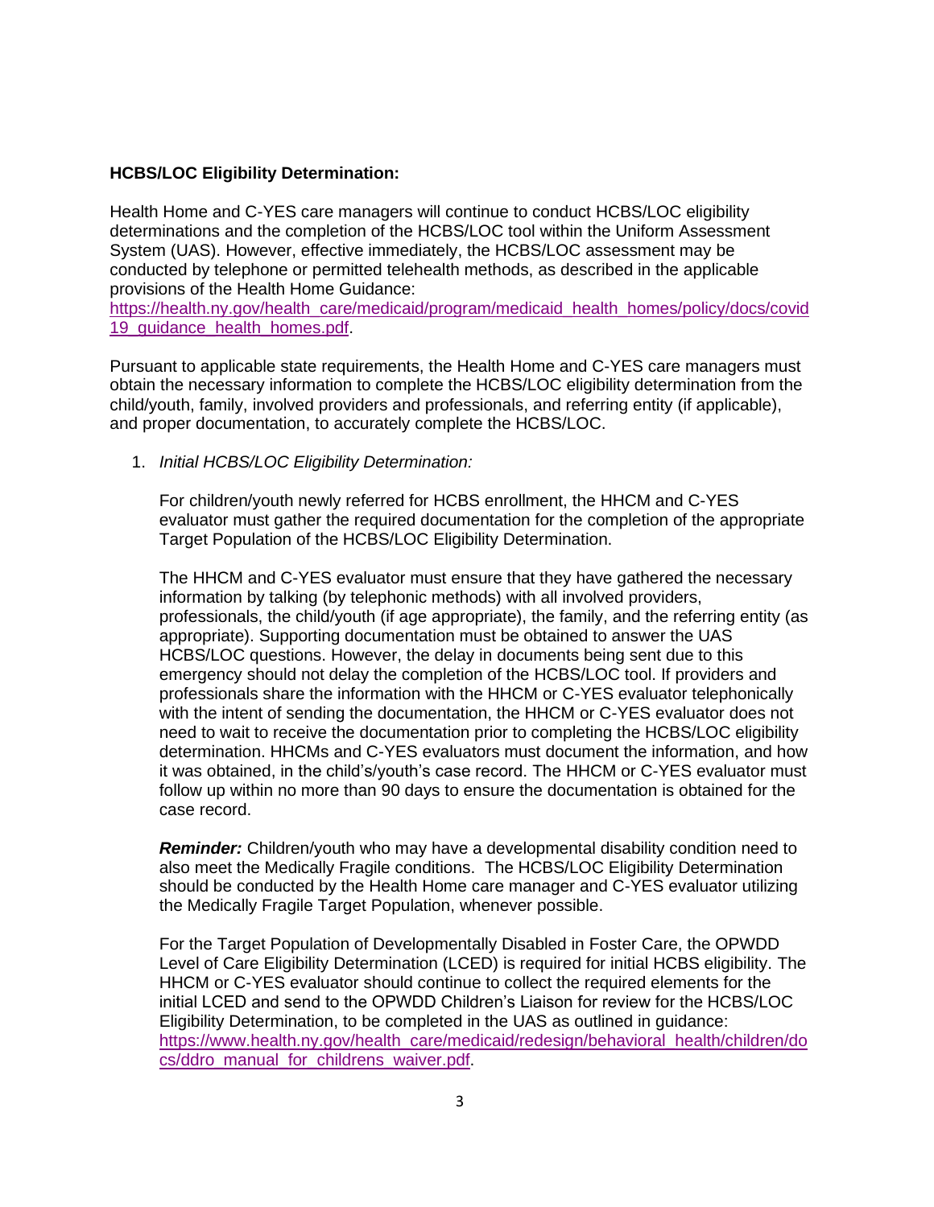**HCBS/LOC Eligibility Determination:**

Health Home and C-YES care managers will continue to conduct HCBS/LOC eligibility determinations and the completion of the HCBS/LOC tool within the Uniform Assessment System (UAS). However, effective immediately, the HCBS/LOC assessment may be conducted by telephone or permitted telehealth methods, as described in the applicable provisions of the Health Home Guidance:
[https://health.ny.gov/health_care/medicaid/program/medicaid_health_homes/policy/docs/covid19_guidance_health_homes.pdf](https://health.ny.gov/health_care/medicaid/program/medicaid_health_homes/policy/docs/covid19_guidance_health_homes.pdf).

Pursuant to applicable state requirements, the Health Home and C-YES care managers must obtain the necessary information to complete the HCBS/LOC eligibility determination from the child/youth, family, involved providers and professionals, and referring entity (if applicable), and proper documentation, to accurately complete the HCBS/LOC.

1. *Initial HCBS/LOC Eligibility Determination:*

   For children/youth newly referred for HCBS enrollment, the HHCM and C-YES evaluator must gather the required documentation for the completion of the appropriate Target Population of the HCBS/LOC Eligibility Determination.

   The HHCM and C-YES evaluator must ensure that they have gathered the necessary information by talking (by telephonic methods) with all involved providers, professionals, the child/youth (if age appropriate), the family, and the referring entity (as appropriate). Supporting documentation must be obtained to answer the UAS HCBS/LOC questions. However, the delay in documents being sent due to this emergency should not delay the completion of the HCBS/LOC tool. If providers and professionals share the information with the HHCM or C-YES evaluator telephonically with the intent of sending the documentation, the HHCM or C-YES evaluator does not need to wait to receive the documentation prior to completing the HCBS/LOC eligibility determination. HHCMs and C-YES evaluators must document the information, and how it was obtained, in the child's/youth's case record. The HHCM or C-YES evaluator must follow up within no more than 90 days to ensure the documentation is obtained for the case record.

   ***Reminder:*** Children/youth who may have a developmental disability condition need to also meet the Medically Fragile conditions. The HCBS/LOC Eligibility Determination should be conducted by the Health Home care manager and C-YES evaluator utilizing the Medically Fragile Target Population, whenever possible.

   For the Target Population of Developmentally Disabled in Foster Care, the OPWDD Level of Care Eligibility Determination (LCED) is required for initial HCBS eligibility. The HHCM or C-YES evaluator should continue to collect the required elements for the initial LCED and send to the OPWDD Children's Liaison for review for the HCBS/LOC Eligibility Determination, to be completed in the UAS as outlined in guidance:
   [https://www.health.ny.gov/health_care/medicaid/redesign/behavioral_health/children/docs/ddro_manual_for_childrens_waiver.pdf](https://www.health.ny.gov/health_care/medicaid/redesign/behavioral_health/children/docs/ddro_manual_for_childrens_waiver.pdf).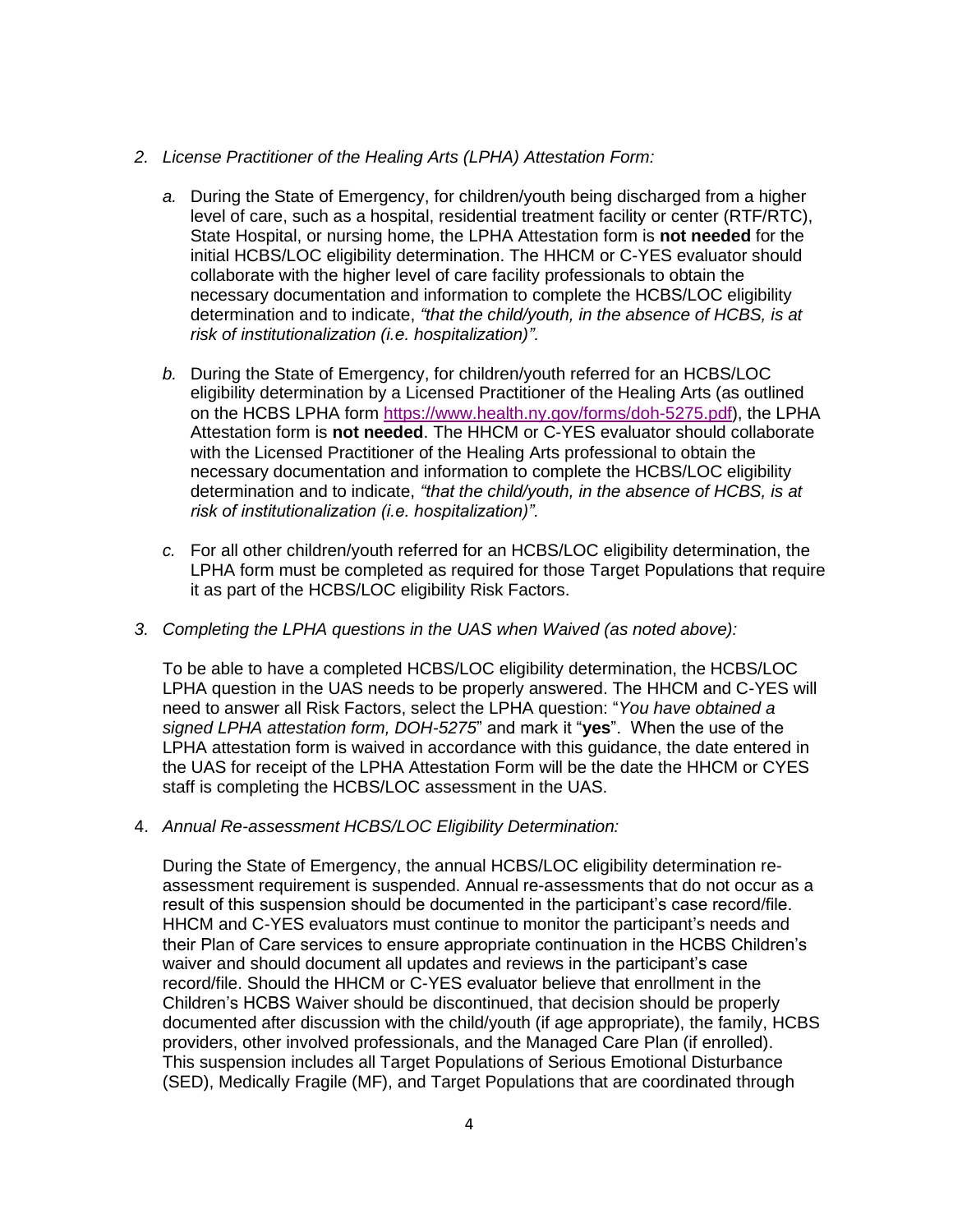2. *License Practitioner of the Healing Arts (LPHA) Attestation Form:*

   a. During the State of Emergency, for children/youth being discharged from a higher level of care, such as a hospital, residential treatment facility or center (RTF/RTC), State Hospital, or nursing home, the LPHA Attestation form is **not needed** for the initial HCBS/LOC eligibility determination. The HHCM or C-YES evaluator should collaborate with the higher level of care facility professionals to obtain the necessary documentation and information to complete the HCBS/LOC eligibility determination and to indicate, *"that the child/youth, in the absence of HCBS, is at risk of institutionalization (i.e. hospitalization)".*

   b. During the State of Emergency, for children/youth referred for an HCBS/LOC eligibility determination by a Licensed Practitioner of the Healing Arts (as outlined on the HCBS LPHA form [https://www.health.ny.gov/forms/doh-5275.pdf](https://www.health.ny.gov/forms/doh-5275.pdf)), the LPHA Attestation form is **not needed**. The HHCM or C-YES evaluator should collaborate with the Licensed Practitioner of the Healing Arts professional to obtain the necessary documentation and information to complete the HCBS/LOC eligibility determination and to indicate, *"that the child/youth, in the absence of HCBS, is at risk of institutionalization (i.e. hospitalization)".*

   c. For all other children/youth referred for an HCBS/LOC eligibility determination, the LPHA form must be completed as required for those Target Populations that require it as part of the HCBS/LOC eligibility Risk Factors.

3. *Completing the LPHA questions in the UAS when Waived (as noted above):*

   To be able to have a completed HCBS/LOC eligibility determination, the HCBS/LOC LPHA question in the UAS needs to be properly answered. The HHCM and C-YES will need to answer all Risk Factors, select the LPHA question: "*You have obtained a signed LPHA attestation form, DOH-5275*" and mark it "**yes**". When the use of the LPHA attestation form is waived in accordance with this guidance, the date entered in the UAS for receipt of the LPHA Attestation Form will be the date the HHCM or CYES staff is completing the HCBS/LOC assessment in the UAS.

4. *Annual Re-assessment HCBS/LOC Eligibility Determination:*

   During the State of Emergency, the annual HCBS/LOC eligibility determination re-assessment requirement is suspended. Annual re-assessments that do not occur as a result of this suspension should be documented in the participant's case record/file. HHCM and C-YES evaluators must continue to monitor the participant's needs and their Plan of Care services to ensure appropriate continuation in the HCBS Children's waiver and should document all updates and reviews in the participant's case record/file. Should the HHCM or C-YES evaluator believe that enrollment in the Children's HCBS Waiver should be discontinued, that decision should be properly documented after discussion with the child/youth (if age appropriate), the family, HCBS providers, other involved professionals, and the Managed Care Plan (if enrolled). This suspension includes all Target Populations of Serious Emotional Disturbance (SED), Medically Fragile (MF), and Target Populations that are coordinated through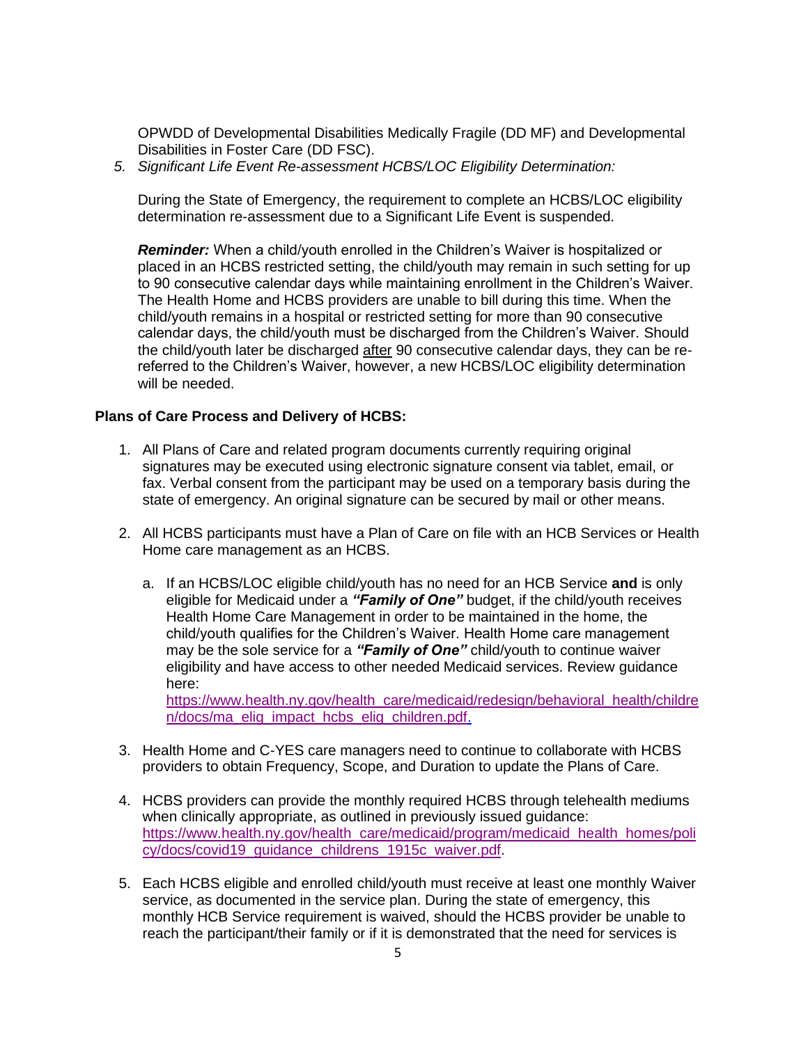OPWDD of Developmental Disabilities Medically Fragile (DD MF) and Developmental Disabilities in Foster Care (DD FSC).

5. *Significant Life Event Re-assessment HCBS/LOC Eligibility Determination:*

   During the State of Emergency, the requirement to complete an HCBS/LOC eligibility determination re-assessment due to a Significant Life Event is suspended.

   ***Reminder:*** When a child/youth enrolled in the Children's Waiver is hospitalized or placed in an HCBS restricted setting, the child/youth may remain in such setting for up to 90 consecutive calendar days while maintaining enrollment in the Children's Waiver. The Health Home and HCBS providers are unable to bill during this time. When the child/youth remains in a hospital or restricted setting for more than 90 consecutive calendar days, the child/youth must be discharged from the Children's Waiver. Should the child/youth later be discharged <u>after</u> 90 consecutive calendar days, they can be re-referred to the Children's Waiver, however, a new HCBS/LOC eligibility determination will be needed.

**Plans of Care Process and Delivery of HCBS:**

1. All Plans of Care and related program documents currently requiring original signatures may be executed using electronic signature consent via tablet, email, or fax. Verbal consent from the participant may be used on a temporary basis during the state of emergency. An original signature can be secured by mail or other means.

2. All HCBS participants must have a Plan of Care on file with an HCB Services or Health Home care management as an HCBS.

   a. If an HCBS/LOC eligible child/youth has no need for an HCB Service **and** is only eligible for Medicaid under a ***"Family of One"*** budget, if the child/youth receives Health Home Care Management in order to be maintained in the home, the child/youth qualifies for the Children's Waiver. Health Home care management may be the sole service for a ***"Family of One"*** child/youth to continue waiver eligibility and have access to other needed Medicaid services. Review guidance here: https://www.health.ny.gov/health_care/medicaid/redesign/behavioral_health/children/docs/ma_elig_impact_hcbs_elig_children.pdf.

3. Health Home and C-YES care managers need to continue to collaborate with HCBS providers to obtain Frequency, Scope, and Duration to update the Plans of Care.

4. HCBS providers can provide the monthly required HCBS through telehealth mediums when clinically appropriate, as outlined in previously issued guidance: https://www.health.ny.gov/health_care/medicaid/program/medicaid_health_homes/policy/docs/covid19_guidance_childrens_1915c_waiver.pdf.

5. Each HCBS eligible and enrolled child/youth must receive at least one monthly Waiver service, as documented in the service plan. During the state of emergency, this monthly HCB Service requirement is waived, should the HCBS provider be unable to reach the participant/their family or if it is demonstrated that the need for services is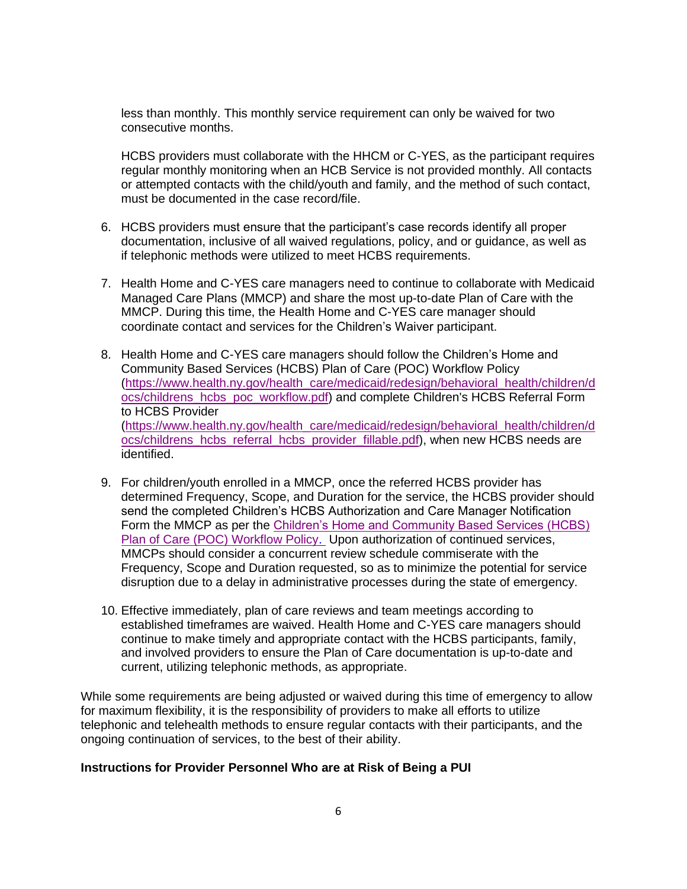less than monthly. This monthly service requirement can only be waived for two consecutive months.

HCBS providers must collaborate with the HHCM or C-YES, as the participant requires regular monthly monitoring when an HCB Service is not provided monthly. All contacts or attempted contacts with the child/youth and family, and the method of such contact, must be documented in the case record/file.

6. HCBS providers must ensure that the participant's case records identify all proper documentation, inclusive of all waived regulations, policy, and or guidance, as well as if telephonic methods were utilized to meet HCBS requirements.

7. Health Home and C-YES care managers need to continue to collaborate with Medicaid Managed Care Plans (MMCP) and share the most up-to-date Plan of Care with the MMCP. During this time, the Health Home and C-YES care manager should coordinate contact and services for the Children's Waiver participant.

8. Health Home and C-YES care managers should follow the Children's Home and Community Based Services (HCBS) Plan of Care (POC) Workflow Policy (https://www.health.ny.gov/health_care/medicaid/redesign/behavioral_health/children/docs/childrens_hcbs_poc_workflow.pdf) and complete Children's HCBS Referral Form to HCBS Provider (https://www.health.ny.gov/health_care/medicaid/redesign/behavioral_health/children/docs/childrens_hcbs_referral_hcbs_provider_fillable.pdf), when new HCBS needs are identified.

9. For children/youth enrolled in a MMCP, once the referred HCBS provider has determined Frequency, Scope, and Duration for the service, the HCBS provider should send the completed Children's HCBS Authorization and Care Manager Notification Form the MMCP as per the Children's Home and Community Based Services (HCBS) Plan of Care (POC) Workflow Policy. Upon authorization of continued services, MMCPs should consider a concurrent review schedule commiserate with the Frequency, Scope and Duration requested, so as to minimize the potential for service disruption due to a delay in administrative processes during the state of emergency.

10. Effective immediately, plan of care reviews and team meetings according to established timeframes are waived. Health Home and C-YES care managers should continue to make timely and appropriate contact with the HCBS participants, family, and involved providers to ensure the Plan of Care documentation is up-to-date and current, utilizing telephonic methods, as appropriate.

While some requirements are being adjusted or waived during this time of emergency to allow for maximum flexibility, it is the responsibility of providers to make all efforts to utilize telephonic and telehealth methods to ensure regular contacts with their participants, and the ongoing continuation of services, to the best of their ability.

**Instructions for Provider Personnel Who are at Risk of Being a PUI**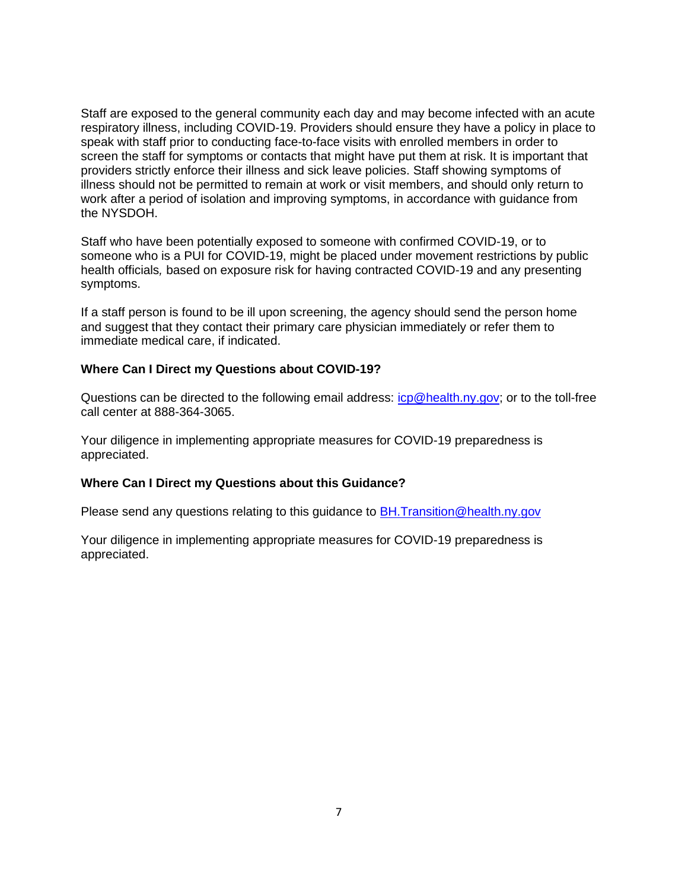Staff are exposed to the general community each day and may become infected with an acute respiratory illness, including COVID-19. Providers should ensure they have a policy in place to speak with staff prior to conducting face-to-face visits with enrolled members in order to screen the staff for symptoms or contacts that might have put them at risk. It is important that providers strictly enforce their illness and sick leave policies. Staff showing symptoms of illness should not be permitted to remain at work or visit members, and should only return to work after a period of isolation and improving symptoms, in accordance with guidance from the NYSDOH.

Staff who have been potentially exposed to someone with confirmed COVID-19, or to someone who is a PUI for COVID-19, might be placed under movement restrictions by public health officials*,* based on exposure risk for having contracted COVID-19 and any presenting symptoms.

If a staff person is found to be ill upon screening, the agency should send the person home and suggest that they contact their primary care physician immediately or refer them to immediate medical care, if indicated.

**Where Can I Direct my Questions about COVID-19?**

Questions can be directed to the following email address: icp@health.ny.gov; or to the toll-free call center at 888-364-3065.

Your diligence in implementing appropriate measures for COVID-19 preparedness is appreciated.

**Where Can I Direct my Questions about this Guidance?**

Please send any questions relating to this guidance to BH.Transition@health.ny.gov

Your diligence in implementing appropriate measures for COVID-19 preparedness is appreciated.